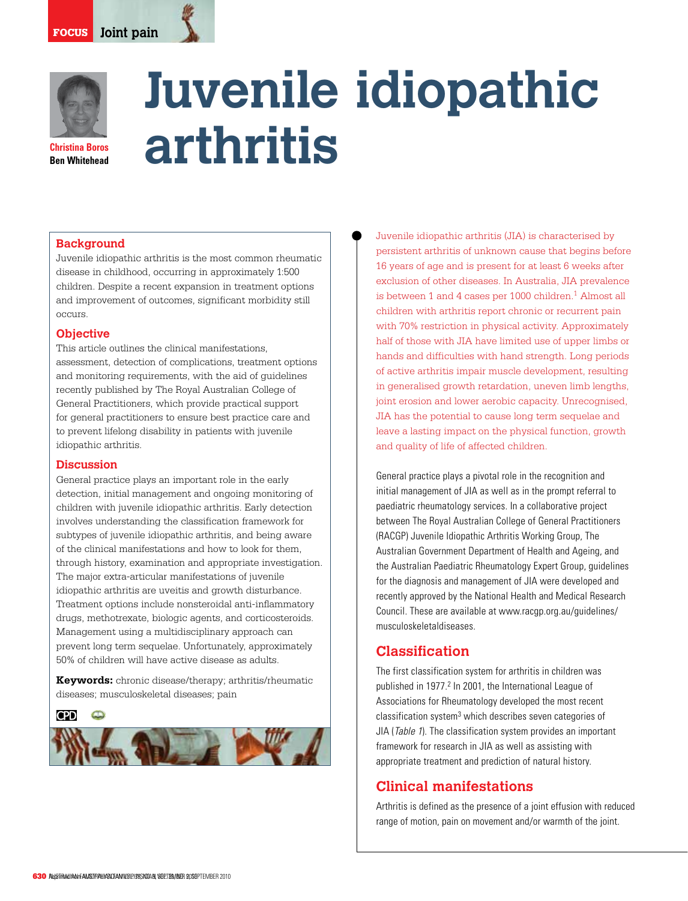# Juvenile idiopathic arthritis

**Christina Boros**
**Ben Whitehead**

## Background

Juvenile idiopathic arthritis is the most common rheumatic disease in childhood, occurring in approximately 1:500 children. Despite a recent expansion in treatment options and improvement of outcomes, significant morbidity still occurs.

## Objective

This article outlines the clinical manifestations, assessment, detection of complications, treatment options and monitoring requirements, with the aid of guidelines recently published by The Royal Australian College of General Practitioners, which provide practical support for general practitioners to ensure best practice care and to prevent lifelong disability in patients with juvenile idiopathic arthritis.

## Discussion

General practice plays an important role in the early detection, initial management and ongoing monitoring of children with juvenile idiopathic arthritis. Early detection involves understanding the classification framework for subtypes of juvenile idiopathic arthritis, and being aware of the clinical manifestations and how to look for them, through history, examination and appropriate investigation. The major extra-articular manifestations of juvenile idiopathic arthritis are uveitis and growth disturbance. Treatment options include nonsteroidal anti-inflammatory drugs, methotrexate, biologic agents, and corticosteroids. Management using a multidisciplinary approach can prevent long term sequelae. Unfortunately, approximately 50% of children will have active disease as adults.

**Keywords:** chronic disease/therapy; arthritis/rheumatic diseases; musculoskeletal diseases; pain

CPD

Juvenile idiopathic arthritis (JIA) is characterised by persistent arthritis of unknown cause that begins before 16 years of age and is present for at least 6 weeks after exclusion of other diseases. In Australia, JIA prevalence is between 1 and 4 cases per 1000 children.[1] Almost all children with arthritis report chronic or recurrent pain with 70% restriction in physical activity. Approximately half of those with JIA have limited use of upper limbs or hands and difficulties with hand strength. Long periods of active arthritis impair muscle development, resulting in generalised growth retardation, uneven limb lengths, joint erosion and lower aerobic capacity. Unrecognised, JIA has the potential to cause long term sequelae and leave a lasting impact on the physical function, growth and quality of life of affected children.

General practice plays a pivotal role in the recognition and initial management of JIA as well as in the prompt referral to paediatric rheumatology services. In a collaborative project between The Royal Australian College of General Practitioners (RACGP) Juvenile Idiopathic Arthritis Working Group, The Australian Government Department of Health and Ageing, and the Australian Paediatric Rheumatology Expert Group, guidelines for the diagnosis and management of JIA were developed and recently approved by the National Health and Medical Research Council. These are available at www.racgp.org.au/guidelines/musculoskeletaldiseases.

## Classification

The first classification system for arthritis in children was published in 1977.[2] In 2001, the International League of Associations for Rheumatology developed the most recent classification system[3] which describes seven categories of JIA (*Table 1*). The classification system provides an important framework for research in JIA as well as assisting with appropriate treatment and prediction of natural history.

## Clinical manifestations

Arthritis is defined as the presence of a joint effusion with reduced range of motion, pain on movement and/or warmth of the joint.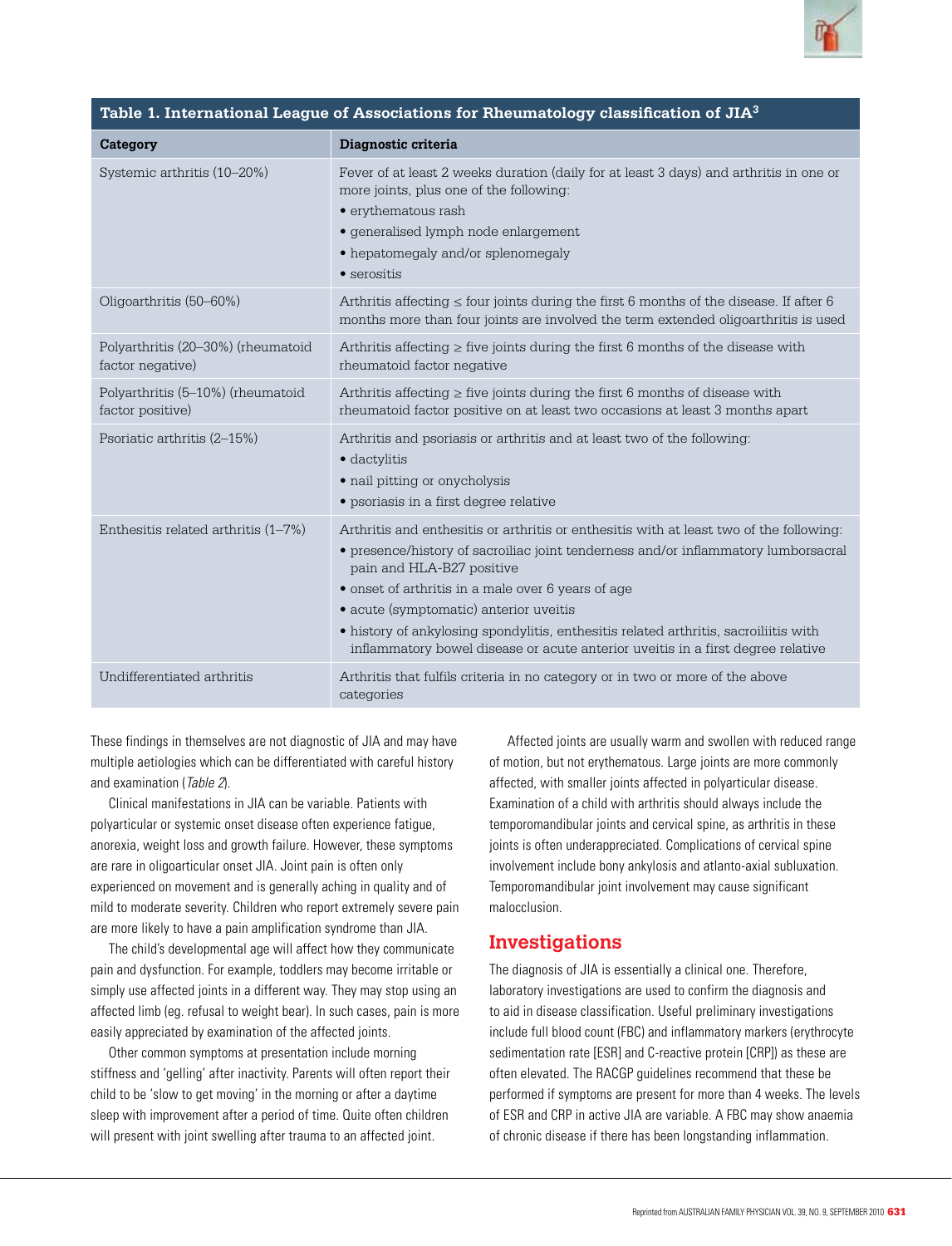**Table 1. International League of Associations for Rheumatology classification of JIA[3]**

| Category | Diagnostic criteria |
|---|---|
| Systemic arthritis (10–20%) | Fever of at least 2 weeks duration (daily for at least 3 days) and arthritis in one or more joints, plus one of the following:<br>• erythematous rash<br>• generalised lymph node enlargement<br>• hepatomegaly and/or splenomegaly<br>• serositis |
| Oligoarthritis (50–60%) | Arthritis affecting ≤ four joints during the first 6 months of the disease. If after 6 months more than four joints are involved the term extended oligoarthritis is used |
| Polyarthritis (20–30%) (rheumatoid factor negative) | Arthritis affecting ≥ five joints during the first 6 months of the disease with rheumatoid factor negative |
| Polyarthritis (5–10%) (rheumatoid factor positive) | Arthritis affecting ≥ five joints during the first 6 months of disease with rheumatoid factor positive on at least two occasions at least 3 months apart |
| Psoriatic arthritis (2–15%) | Arthritis and psoriasis or arthritis and at least two of the following:<br>• dactylitis<br>• nail pitting or onycholysis<br>• psoriasis in a first degree relative |
| Enthesitis related arthritis (1–7%) | Arthritis and enthesitis or arthritis or enthesitis with at least two of the following:<br>• presence/history of sacroiliac joint tenderness and/or inflammatory lumborsacral pain and HLA-B27 positive<br>• onset of arthritis in a male over 6 years of age<br>• acute (symptomatic) anterior uveitis<br>• history of ankylosing spondylitis, enthesitis related arthritis, sacroiliitis with inflammatory bowel disease or acute anterior uveitis in a first degree relative |
| Undifferentiated arthritis | Arthritis that fulfils criteria in no category or in two or more of the above categories |

These findings in themselves are not diagnostic of JIA and may have multiple aetiologies which can be differentiated with careful history and examination (*Table 2*).

Clinical manifestations in JIA can be variable. Patients with polyarticular or systemic onset disease often experience fatigue, anorexia, weight loss and growth failure. However, these symptoms are rare in oligoarticular onset JIA. Joint pain is often only experienced on movement and is generally aching in quality and of mild to moderate severity. Children who report extremely severe pain are more likely to have a pain amplification syndrome than JIA.

The child's developmental age will affect how they communicate pain and dysfunction. For example, toddlers may become irritable or simply use affected joints in a different way. They may stop using an affected limb (eg. refusal to weight bear). In such cases, pain is more easily appreciated by examination of the affected joints.

Other common symptoms at presentation include morning stiffness and 'gelling' after inactivity. Parents will often report their child to be 'slow to get moving' in the morning or after a daytime sleep with improvement after a period of time. Quite often children will present with joint swelling after trauma to an affected joint.

Affected joints are usually warm and swollen with reduced range of motion, but not erythematous. Large joints are more commonly affected, with smaller joints affected in polyarticular disease. Examination of a child with arthritis should always include the temporomandibular joints and cervical spine, as arthritis in these joints is often underappreciated. Complications of cervical spine involvement include bony ankylosis and atlanto-axial subluxation. Temporomandibular joint involvement may cause significant malocclusion.

## Investigations

The diagnosis of JIA is essentially a clinical one. Therefore, laboratory investigations are used to confirm the diagnosis and to aid in disease classification. Useful preliminary investigations include full blood count (FBC) and inflammatory markers (erythrocyte sedimentation rate [ESR] and C-reactive protein [CRP]) as these are often elevated. The RACGP guidelines recommend that these be performed if symptoms are present for more than 4 weeks. The levels of ESR and CRP in active JIA are variable. A FBC may show anaemia of chronic disease if there has been longstanding inflammation.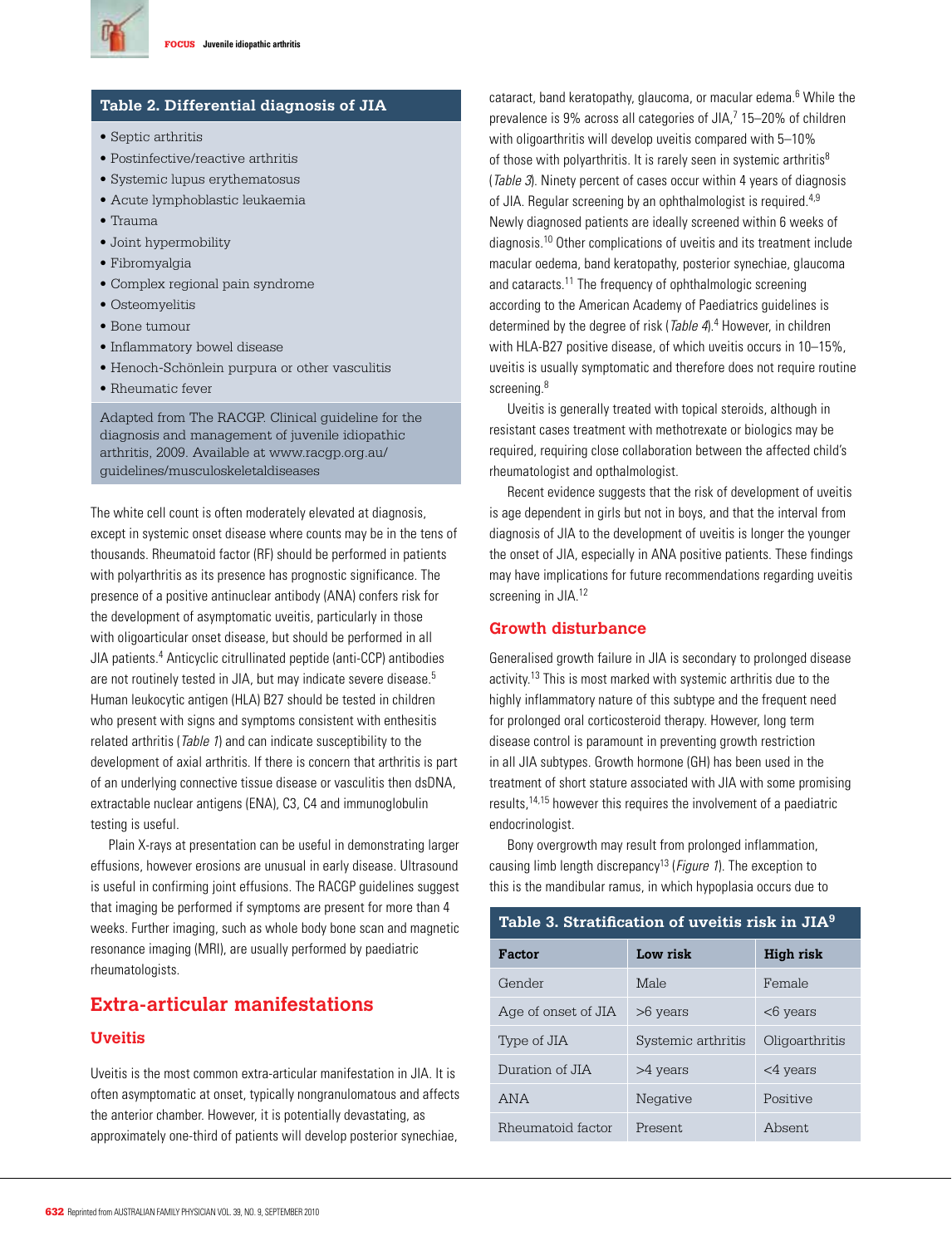## Table 2. Differential diagnosis of JIA

- Septic arthritis
- Postinfective/reactive arthritis
- Systemic lupus erythematosus
- Acute lymphoblastic leukaemia
- Trauma
- Joint hypermobility
- Fibromyalgia
- Complex regional pain syndrome
- Osteomyelitis
- Bone tumour
- Inflammatory bowel disease
- Henoch-Schönlein purpura or other vasculitis
- Rheumatic fever

Adapted from The RACGP. Clinical guideline for the diagnosis and management of juvenile idiopathic arthritis, 2009. Available at www.racgp.org.au/guidelines/musculoskeletaldiseases

The white cell count is often moderately elevated at diagnosis, except in systemic onset disease where counts may be in the tens of thousands. Rheumatoid factor (RF) should be performed in patients with polyarthritis as its presence has prognostic significance. The presence of a positive antinuclear antibody (ANA) confers risk for the development of asymptomatic uveitis, particularly in those with oligoarticular onset disease, but should be performed in all JIA patients.[4] Anticyclic citrullinated peptide (anti-CCP) antibodies are not routinely tested in JIA, but may indicate severe disease.[5] Human leukocytic antigen (HLA) B27 should be tested in children who present with signs and symptoms consistent with enthesitis related arthritis (*Table 1*) and can indicate susceptibility to the development of axial arthritis. If there is concern that arthritis is part of an underlying connective tissue disease or vasculitis then dsDNA, extractable nuclear antigens (ENA), C3, C4 and immunoglobulin testing is useful.

Plain X-rays at presentation can be useful in demonstrating larger effusions, however erosions are unusual in early disease. Ultrasound is useful in confirming joint effusions. The RACGP guidelines suggest that imaging be performed if symptoms are present for more than 4 weeks. Further imaging, such as whole body bone scan and magnetic resonance imaging (MRI), are usually performed by paediatric rheumatologists.

## Extra-articular manifestations

### Uveitis

Uveitis is the most common extra-articular manifestation in JIA. It is often asymptomatic at onset, typically nongranulomatous and affects the anterior chamber. However, it is potentially devastating, as approximately one-third of patients will develop posterior synechiae, cataract, band keratopathy, glaucoma, or macular edema.[6] While the prevalence is 9% across all categories of JIA,[7] 15–20% of children with oligoarthritis will develop uveitis compared with 5–10% of those with polyarthritis. It is rarely seen in systemic arthritis[8] (*Table 3*). Ninety percent of cases occur within 4 years of diagnosis of JIA. Regular screening by an ophthalmologist is required.[4,9] Newly diagnosed patients are ideally screened within 6 weeks of diagnosis.[10] Other complications of uveitis and its treatment include macular oedema, band keratopathy, posterior synechiae, glaucoma and cataracts.[11] The frequency of ophthalmologic screening according to the American Academy of Paediatrics guidelines is determined by the degree of risk (*Table 4*).[4] However, in children with HLA-B27 positive disease, of which uveitis occurs in 10–15%, uveitis is usually symptomatic and therefore does not require routine screening.[8]

Uveitis is generally treated with topical steroids, although in resistant cases treatment with methotrexate or biologics may be required, requiring close collaboration between the affected child's rheumatologist and opthalmologist.

Recent evidence suggests that the risk of development of uveitis is age dependent in girls but not in boys, and that the interval from diagnosis of JIA to the development of uveitis is longer the younger the onset of JIA, especially in ANA positive patients. These findings may have implications for future recommendations regarding uveitis screening in JIA.[12]

### Growth disturbance

Generalised growth failure in JIA is secondary to prolonged disease activity.[13] This is most marked with systemic arthritis due to the highly inflammatory nature of this subtype and the frequent need for prolonged oral corticosteroid therapy. However, long term disease control is paramount in preventing growth restriction in all JIA subtypes. Growth hormone (GH) has been used in the treatment of short stature associated with JIA with some promising results,[14,15] however this requires the involvement of a paediatric endocrinologist.

Bony overgrowth may result from prolonged inflammation, causing limb length discrepancy[13] (*Figure 1*). The exception to this is the mandibular ramus, in which hypoplasia occurs due to

**Table 3. Stratification of uveitis risk in JIA[9]**

| Factor | Low risk | High risk |
|---|---|---|
| Gender | Male | Female |
| Age of onset of JIA | >6 years | <6 years |
| Type of JIA | Systemic arthritis | Oligoarthritis |
| Duration of JIA | >4 years | <4 years |
| ANA | Negative | Positive |
| Rheumatoid factor | Present | Absent |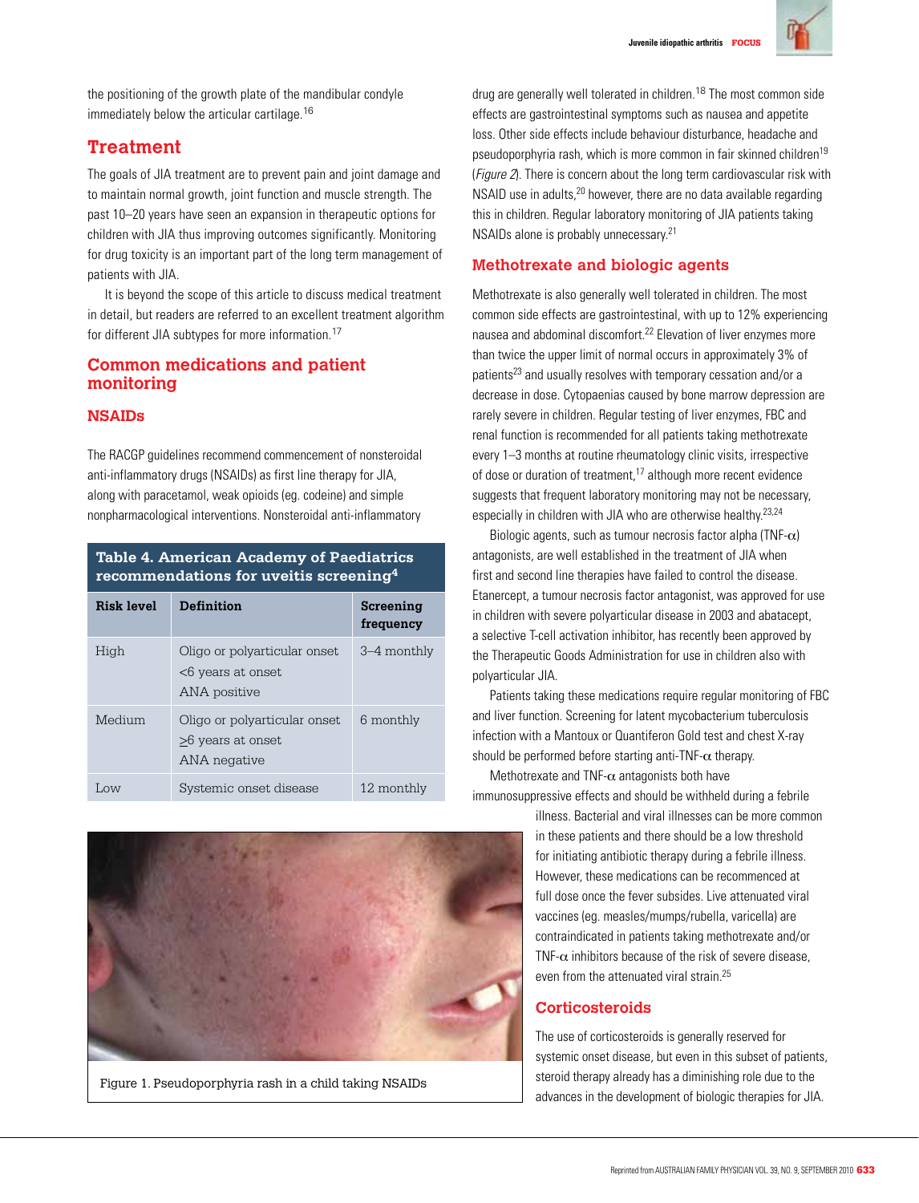the positioning of the growth plate of the mandibular condyle immediately below the articular cartilage.[16]

## Treatment

The goals of JIA treatment are to prevent pain and joint damage and to maintain normal growth, joint function and muscle strength. The past 10–20 years have seen an expansion in therapeutic options for children with JIA thus improving outcomes significantly. Monitoring for drug toxicity is an important part of the long term management of patients with JIA.

It is beyond the scope of this article to discuss medical treatment in detail, but readers are referred to an excellent treatment algorithm for different JIA subtypes for more information.[17]

## Common medications and patient monitoring

### NSAIDs

The RACGP guidelines recommend commencement of nonsteroidal anti-inflammatory drugs (NSAIDs) as first line therapy for JIA, along with paracetamol, weak opioids (eg. codeine) and simple nonpharmacological interventions. Nonsteroidal anti-inflammatory drug are generally well tolerated in children.[18] The most common side effects are gastrointestinal symptoms such as nausea and appetite loss. Other side effects include behaviour disturbance, headache and pseudoporphyria rash, which is more common in fair skinned children[19] (*Figure 2*). There is concern about the long term cardiovascular risk with NSAID use in adults,[20] however, there are no data available regarding this in children. Regular laboratory monitoring of JIA patients taking NSAIDs alone is probably unnecessary.[21]

**Table 4. American Academy of Paediatrics recommendations for uveitis screening[4]**

| Risk level | Definition | Screening frequency |
|---|---|---|
| High | Oligo or polyarticular onset <br> <6 years at onset <br> ANA positive | 3–4 monthly |
| Medium | Oligo or polyarticular onset <br> ≥6 years at onset <br> ANA negative | 6 monthly |
| Low | Systemic onset disease | 12 monthly |

Figure 1. Pseudoporphyria rash in a child taking NSAIDs

### Methotrexate and biologic agents

Methotrexate is also generally well tolerated in children. The most common side effects are gastrointestinal, with up to 12% experiencing nausea and abdominal discomfort.[22] Elevation of liver enzymes more than twice the upper limit of normal occurs in approximately 3% of patients[23] and usually resolves with temporary cessation and/or a decrease in dose. Cytopaenias caused by bone marrow depression are rarely severe in children. Regular testing of liver enzymes, FBC and renal function is recommended for all patients taking methotrexate every 1–3 months at routine rheumatology clinic visits, irrespective of dose or duration of treatment,[17] although more recent evidence suggests that frequent laboratory monitoring may not be necessary, especially in children with JIA who are otherwise healthy.[23,24]

Biologic agents, such as tumour necrosis factor alpha (TNF-$\alpha$) antagonists, are well established in the treatment of JIA when first and second line therapies have failed to control the disease. Etanercept, a tumour necrosis factor antagonist, was approved for use in children with severe polyarticular disease in 2003 and abatacept, a selective T-cell activation inhibitor, has recently been approved by the Therapeutic Goods Administration for use in children also with polyarticular JIA.

Patients taking these medications require regular monitoring of FBC and liver function. Screening for latent mycobacterium tuberculosis infection with a Mantoux or Quantiferon Gold test and chest X-ray should be performed before starting anti-TNF-$\alpha$ therapy.

Methotrexate and TNF-$\alpha$ antagonists both have immunosuppressive effects and should be withheld during a febrile illness. Bacterial and viral illnesses can be more common in these patients and there should be a low threshold for initiating antibiotic therapy during a febrile illness. However, these medications can be recommenced at full dose once the fever subsides. Live attenuated viral vaccines (eg. measles/mumps/rubella, varicella) are contraindicated in patients taking methotrexate and/or TNF-$\alpha$ inhibitors because of the risk of severe disease, even from the attenuated viral strain.[25]

### Corticosteroids

The use of corticosteroids is generally reserved for systemic onset disease, but even in this subset of patients, steroid therapy already has a diminishing role due to the advances in the development of biologic therapies for JIA.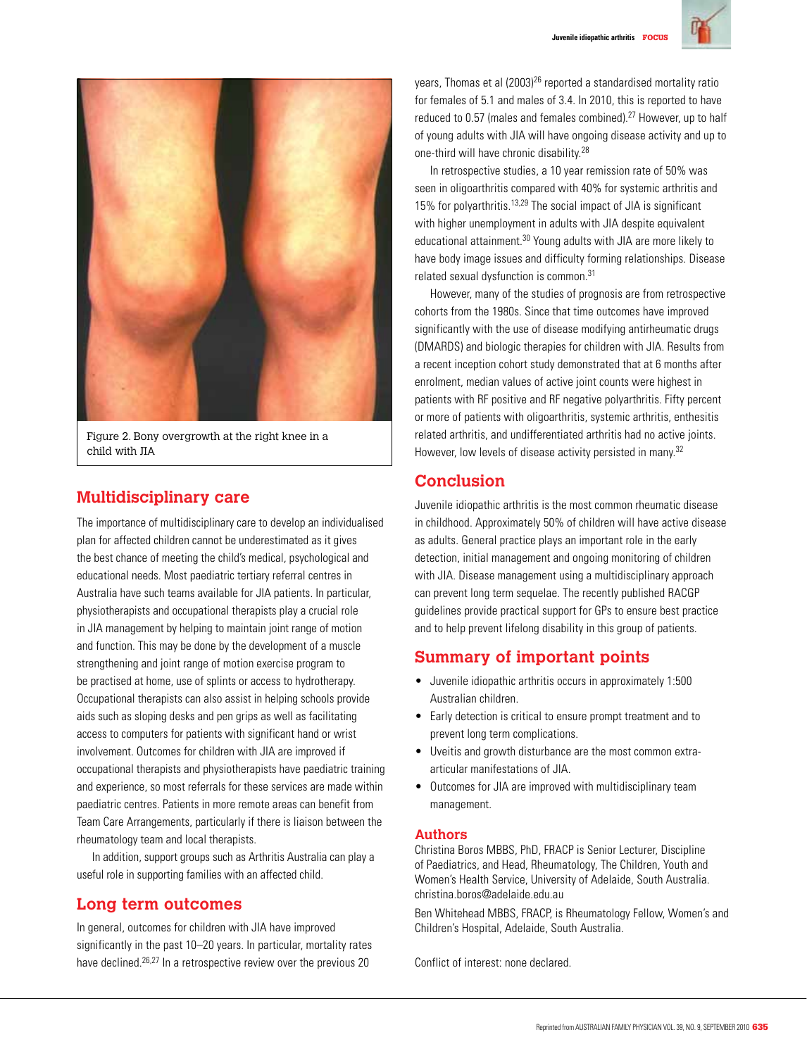Figure 2. Bony overgrowth at the right knee in a child with JIA

## Multidisciplinary care

The importance of multidisciplinary care to develop an individualised plan for affected children cannot be underestimated as it gives the best chance of meeting the child's medical, psychological and educational needs. Most paediatric tertiary referral centres in Australia have such teams available for JIA patients. In particular, physiotherapists and occupational therapists play a crucial role in JIA management by helping to maintain joint range of motion and function. This may be done by the development of a muscle strengthening and joint range of motion exercise program to be practised at home, use of splints or access to hydrotherapy. Occupational therapists can also assist in helping schools provide aids such as sloping desks and pen grips as well as facilitating access to computers for patients with significant hand or wrist involvement. Outcomes for children with JIA are improved if occupational therapists and physiotherapists have paediatric training and experience, so most referrals for these services are made within paediatric centres. Patients in more remote areas can benefit from Team Care Arrangements, particularly if there is liaison between the rheumatology team and local therapists.

In addition, support groups such as Arthritis Australia can play a useful role in supporting families with an affected child.

## Long term outcomes

In general, outcomes for children with JIA have improved significantly in the past 10–20 years. In particular, mortality rates have declined.[26,27] In a retrospective review over the previous 20 years, Thomas et al (2003)[26] reported a standardised mortality ratio for females of 5.1 and males of 3.4. In 2010, this is reported to have reduced to 0.57 (males and females combined).[27] However, up to half of young adults with JIA will have ongoing disease activity and up to one-third will have chronic disability.[28]

In retrospective studies, a 10 year remission rate of 50% was seen in oligoarthritis compared with 40% for systemic arthritis and 15% for polyarthritis.[13,29] The social impact of JIA is significant with higher unemployment in adults with JIA despite equivalent educational attainment.[30] Young adults with JIA are more likely to have body image issues and difficulty forming relationships. Disease related sexual dysfunction is common.[31]

However, many of the studies of prognosis are from retrospective cohorts from the 1980s. Since that time outcomes have improved significantly with the use of disease modifying antirheumatic drugs (DMARDS) and biologic therapies for children with JIA. Results from a recent inception cohort study demonstrated that at 6 months after enrolment, median values of active joint counts were highest in patients with RF positive and RF negative polyarthritis. Fifty percent or more of patients with oligoarthritis, systemic arthritis, enthesitis related arthritis, and undifferentiated arthritis had no active joints. However, low levels of disease activity persisted in many.[32]

## Conclusion

Juvenile idiopathic arthritis is the most common rheumatic disease in childhood. Approximately 50% of children will have active disease as adults. General practice plays an important role in the early detection, initial management and ongoing monitoring of children with JIA. Disease management using a multidisciplinary approach can prevent long term sequelae. The recently published RACGP guidelines provide practical support for GPs to ensure best practice and to help prevent lifelong disability in this group of patients.

## Summary of important points

- Juvenile idiopathic arthritis occurs in approximately 1:500 Australian children.
- Early detection is critical to ensure prompt treatment and to prevent long term complications.
- Uveitis and growth disturbance are the most common extra-articular manifestations of JIA.
- Outcomes for JIA are improved with multidisciplinary team management.

### Authors

Christina Boros MBBS, PhD, FRACP is Senior Lecturer, Discipline of Paediatrics, and Head, Rheumatology, The Children, Youth and Women's Health Service, University of Adelaide, South Australia. christina.boros@adelaide.edu.au

Ben Whitehead MBBS, FRACP, is Rheumatology Fellow, Women's and Children's Hospital, Adelaide, South Australia.

Conflict of interest: none declared.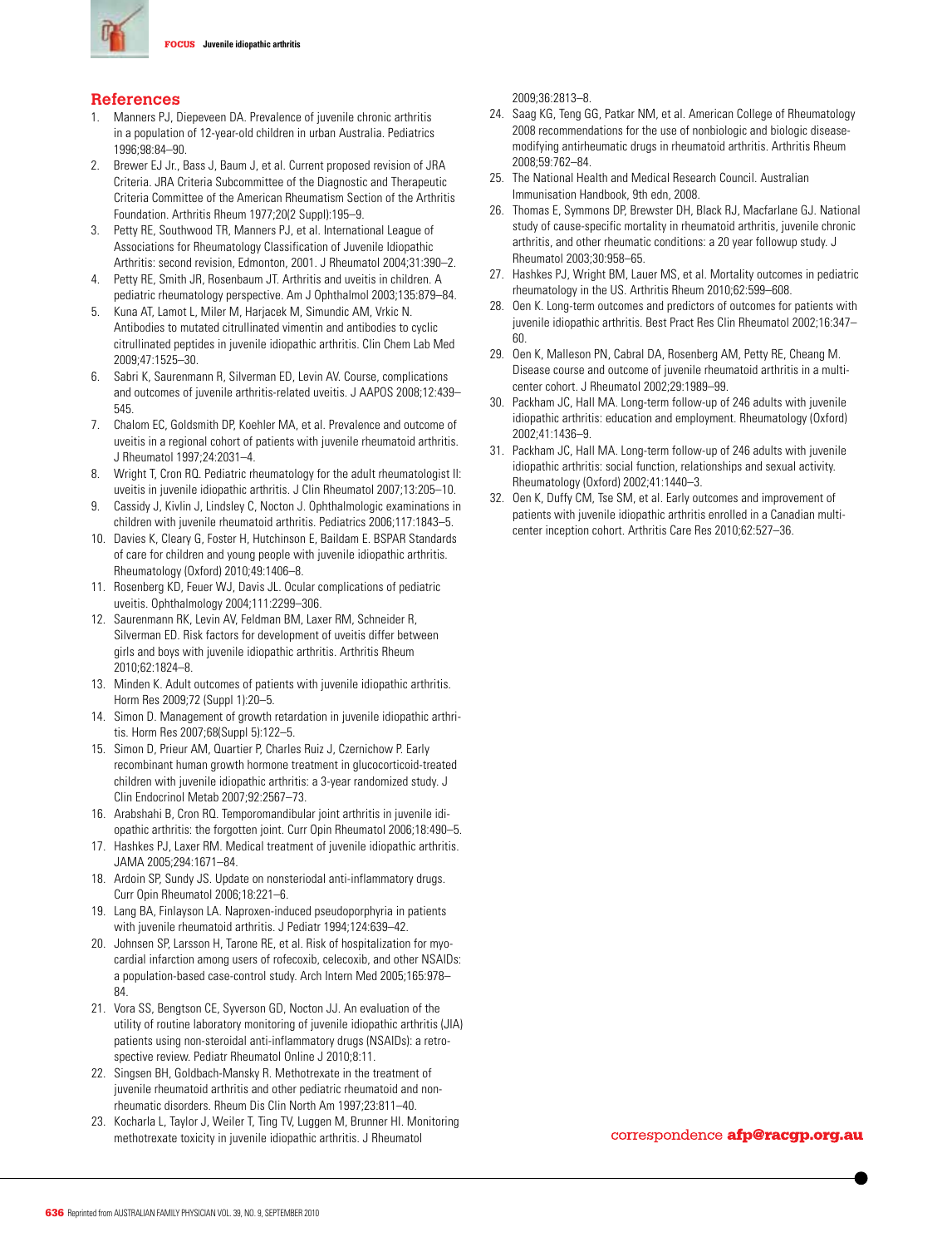## References

1. Manners PJ, Diepeveen DA. Prevalence of juvenile chronic arthritis in a population of 12-year-old children in urban Australia. Pediatrics 1996;98:84–90.
2. Brewer EJ Jr., Bass J, Baum J, et al. Current proposed revision of JRA Criteria. JRA Criteria Subcommittee of the Diagnostic and Therapeutic Criteria Committee of the American Rheumatism Section of the Arthritis Foundation. Arthritis Rheum 1977;20(2 Suppl):195–9.
3. Petty RE, Southwood TR, Manners PJ, et al. International League of Associations for Rheumatology Classification of Juvenile Idiopathic Arthritis: second revision, Edmonton, 2001. J Rheumatol 2004;31:390–2.
4. Petty RE, Smith JR, Rosenbaum JT. Arthritis and uveitis in children. A pediatric rheumatology perspective. Am J Ophthalmol 2003;135:879–84.
5. Kuna AT, Lamot L, Miler M, Harjacek M, Simundic AM, Vrkic N. Antibodies to mutated citrullinated vimentin and antibodies to cyclic citrullinated peptides in juvenile idiopathic arthritis. Clin Chem Lab Med 2009;47:1525–30.
6. Sabri K, Saurenmann R, Silverman ED, Levin AV. Course, complications and outcomes of juvenile arthritis-related uveitis. J AAPOS 2008;12:439–545.
7. Chalom EC, Goldsmith DP, Koehler MA, et al. Prevalence and outcome of uveitis in a regional cohort of patients with juvenile rheumatoid arthritis. J Rheumatol 1997;24:2031–4.
8. Wright T, Cron RQ. Pediatric rheumatology for the adult rheumatologist II: uveitis in juvenile idiopathic arthritis. J Clin Rheumatol 2007;13:205–10.
9. Cassidy J, Kivlin J, Lindsley C, Nocton J. Ophthalmologic examinations in children with juvenile rheumatoid arthritis. Pediatrics 2006;117:1843–5.
10. Davies K, Cleary G, Foster H, Hutchinson E, Baildam E. BSPAR Standards of care for children and young people with juvenile idiopathic arthritis. Rheumatology (Oxford) 2010;49:1406–8.
11. Rosenberg KD, Feuer WJ, Davis JL. Ocular complications of pediatric uveitis. Ophthalmology 2004;111:2299–306.
12. Saurenmann RK, Levin AV, Feldman BM, Laxer RM, Schneider R, Silverman ED. Risk factors for development of uveitis differ between girls and boys with juvenile idiopathic arthritis. Arthritis Rheum 2010;62:1824–8.
13. Minden K. Adult outcomes of patients with juvenile idiopathic arthritis. Horm Res 2009;72 (Suppl 1):20–5.
14. Simon D. Management of growth retardation in juvenile idiopathic arthritis. Horm Res 2007;68(Suppl 5):122–5.
15. Simon D, Prieur AM, Quartier P, Charles Ruiz J, Czernichow P. Early recombinant human growth hormone treatment in glucocorticoid-treated children with juvenile idiopathic arthritis: a 3-year randomized study. J Clin Endocrinol Metab 2007;92:2567–73.
16. Arabshahi B, Cron RQ. Temporomandibular joint arthritis in juvenile idiopathic arthritis: the forgotten joint. Curr Opin Rheumatol 2006;18:490–5.
17. Hashkes PJ, Laxer RM. Medical treatment of juvenile idiopathic arthritis. JAMA 2005;294:1671–84.
18. Ardoin SP, Sundy JS. Update on nonsteriodal anti-inflammatory drugs. Curr Opin Rheumatol 2006;18:221–6.
19. Lang BA, Finlayson LA. Naproxen-induced pseudoporphyria in patients with juvenile rheumatoid arthritis. J Pediatr 1994;124:639–42.
20. Johnsen SP, Larsson H, Tarone RE, et al. Risk of hospitalization for myocardial infarction among users of rofecoxib, celecoxib, and other NSAIDs: a population-based case-control study. Arch Intern Med 2005;165:978–84.
21. Vora SS, Bengtson CE, Syverson GD, Nocton JJ. An evaluation of the utility of routine laboratory monitoring of juvenile idiopathic arthritis (JIA) patients using non-steroidal anti-inflammatory drugs (NSAIDs): a retrospective review. Pediatr Rheumatol Online J 2010;8:11.
22. Singsen BH, Goldbach-Mansky R. Methotrexate in the treatment of juvenile rheumatoid arthritis and other pediatric rheumatoid and nonrheumatic disorders. Rheum Dis Clin North Am 1997;23:811–40.
23. Kocharla L, Taylor J, Weiler T, Ting TV, Luggen M, Brunner HI. Monitoring methotrexate toxicity in juvenile idiopathic arthritis. J Rheumatol 2009;36:2813–8.
24. Saag KG, Teng GG, Patkar NM, et al. American College of Rheumatology 2008 recommendations for the use of nonbiologic and biologic disease-modifying antirheumatic drugs in rheumatoid arthritis. Arthritis Rheum 2008;59:762–84.
25. The National Health and Medical Research Council. Australian Immunisation Handbook, 9th edn, 2008.
26. Thomas E, Symmons DP, Brewster DH, Black RJ, Macfarlane GJ. National study of cause-specific mortality in rheumatoid arthritis, juvenile chronic arthritis, and other rheumatic conditions: a 20 year followup study. J Rheumatol 2003;30:958–65.
27. Hashkes PJ, Wright BM, Lauer MS, et al. Mortality outcomes in pediatric rheumatology in the US. Arthritis Rheum 2010;62:599–608.
28. Oen K. Long-term outcomes and predictors of outcomes for patients with juvenile idiopathic arthritis. Best Pract Res Clin Rheumatol 2002;16:347–60.
29. Oen K, Malleson PN, Cabral DA, Rosenberg AM, Petty RE, Cheang M. Disease course and outcome of juvenile rheumatoid arthritis in a multicenter cohort. J Rheumatol 2002;29:1989–99.
30. Packham JC, Hall MA. Long-term follow-up of 246 adults with juvenile idiopathic arthritis: education and employment. Rheumatology (Oxford) 2002;41:1436–9.
31. Packham JC, Hall MA. Long-term follow-up of 246 adults with juvenile idiopathic arthritis: social function, relationships and sexual activity. Rheumatology (Oxford) 2002;41:1440–3.
32. Oen K, Duffy CM, Tse SM, et al. Early outcomes and improvement of patients with juvenile idiopathic arthritis enrolled in a Canadian multicenter inception cohort. Arthritis Care Res 2010;62:527–36.

correspondence **afp@racgp.org.au**